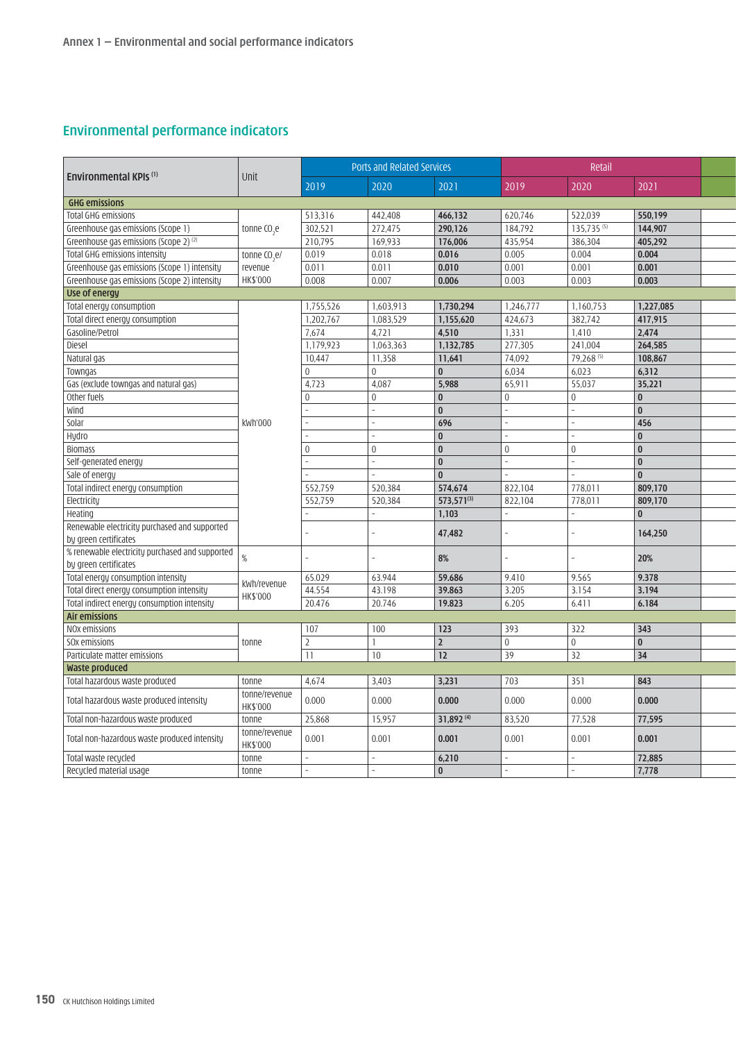Annex 1 — Environmental and social performance indicators

## Environmental performance indicators

| Environmental KPIs [1] | Unit | Ports and Related Services | | | Retail | | |
|---|---|---|---|---|---|---|---|
| | | 2019 | 2020 | 2021 | 2019 | 2020 | 2021 |
| **GHG emissions** | | | | | | | |
| Total GHG emissions | tonne $CO_2e$ | 513,316 | 442,408 | **466,132** | 620,746 | 522,039 | **550,199** |
| Greenhouse gas emissions (Scope 1) | | 302,521 | 272,475 | **290,126** | 184,792 | 135,735 [5] | **144,907** |
| Greenhouse gas emissions (Scope 2) [2] | | 210,795 | 169,933 | **176,006** | 435,954 | 386,304 | **405,292** |
| Total GHG emissions intensity | tonne $CO_2e$/ revenue HK$'000 | 0.019 | 0.018 | **0.016** | 0.005 | 0.004 | **0.004** |
| Greenhouse gas emissions (Scope 1) intensity | | 0.011 | 0.011 | **0.010** | 0.001 | 0.001 | **0.001** |
| Greenhouse gas emissions (Scope 2) intensity | | 0.008 | 0.007 | **0.006** | 0.003 | 0.003 | **0.003** |
| **Use of energy** | | | | | | | |
| Total energy consumption | kWh'000 | 1,755,526 | 1,603,913 | **1,730,294** | 1,246,777 | 1,160,753 | **1,227,085** |
| Total direct energy consumption | | 1,202,767 | 1,083,529 | **1,155,620** | 424,673 | 382,742 | **417,915** |
| Gasoline/Petrol | | 7,674 | 4,721 | **4,510** | 1,331 | 1,410 | **2,474** |
| Diesel | | 1,179,923 | 1,063,363 | **1,132,785** | 277,305 | 241,004 | **264,585** |
| Natural gas | | 10,447 | 11,358 | **11,641** | 74,092 | 79,268 [5] | **108,867** |
| Towngas | | 0 | 0 | **0** | 6,034 | 6,023 | **6,312** |
| Gas (exclude towngas and natural gas) | | 4,723 | 4,087 | **5,988** | 65,911 | 55,037 | **35,221** |
| Other fuels | | 0 | 0 | **0** | 0 | 0 | **0** |
| Wind | | - | - | **0** | - | - | **0** |
| Solar | | - | - | **696** | - | - | **456** |
| Hydro | | - | - | **0** | - | - | **0** |
| Biomass | | 0 | 0 | **0** | 0 | 0 | **0** |
| Self-generated energy | | - | - | **0** | - | - | **0** |
| Sale of energy | | - | - | **0** | - | - | **0** |
| Total indirect energy consumption | | 552,759 | 520,384 | **574,674** | 822,104 | 778,011 | **809,170** |
| Electricity | | 552,759 | 520,384 | **573,571** [3] | 822,104 | 778,011 | **809,170** |
| Heating | | - | - | **1,103** | - | - | **0** |
| Renewable electricity purchased and supported by green certificates | | - | - | **47,482** | - | - | **164,250** |
| % renewable electricity purchased and supported by green certificates | % | - | - | **8%** | - | - | **20%** |
| Total energy consumption intensity | kWh/revenue HK$'000 | 65.029 | 63.944 | **59.686** | 9.410 | 9.565 | **9.378** |
| Total direct energy consumption intensity | | 44.554 | 43.198 | **39.863** | 3.205 | 3.154 | **3.194** |
| Total indirect energy consumption intensity | | 20.476 | 20.746 | **19.823** | 6.205 | 6.411 | **6.184** |
| **Air emissions** | | | | | | | |
| NOx emissions | tonne | 107 | 100 | **123** | 393 | 322 | **343** |
| SOx emissions | | 2 | 1 | **2** | 0 | 0 | **0** |
| Particulate matter emissions | | 11 | 10 | **12** | 39 | 32 | **34** |
| **Waste produced** | | | | | | | |
| Total hazardous waste produced | tonne | 4,674 | 3,403 | **3,231** | 703 | 351 | **843** |
| Total hazardous waste produced intensity | tonne/revenue HK$'000 | 0.000 | 0.000 | **0.000** | 0.000 | 0.000 | **0.000** |
| Total non-hazardous waste produced | tonne | 25,868 | 15,957 | **31,892** [4] | 83,520 | 77,528 | **77,595** |
| Total non-hazardous waste produced intensity | tonne/revenue HK$'000 | 0.001 | 0.001 | **0.001** | 0.001 | 0.001 | **0.001** |
| Total waste recycled | tonne | - | - | **6,210** | - | - | **72,885** |
| Recycled material usage | tonne | - | - | **0** | - | - | **7,778** |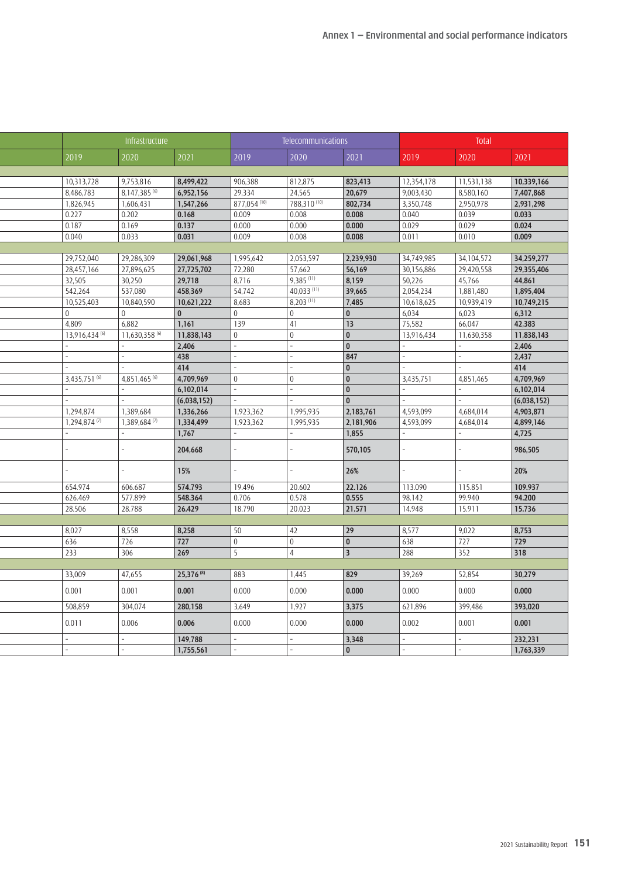## Annex 1 — Environmental and social performance indicators

| | Infrastructure | | | Telecommunications | | | Total | | |
|---|---|---|---|---|---|---|---|---|---|
| | 2019 | 2020 | 2021 | 2019 | 2020 | 2021 | 2019 | 2020 | 2021 |
| | | | | | | | | | |
| | 10,313,728 | 9,753,816 | **8,499,422** | 906,388 | 812,875 | **823,413** | 12,354,178 | 11,531,138 | **10,339,166** |
| | 8,486,783 | 8,147,385 [6] | **6,952,156** | 29,334 | 24,565 | **20,679** | 9,003,430 | 8,580,160 | **7,407,868** |
| | 1,826,945 | 1,606,431 | **1,547,266** | 877,054 [10] | 788,310 [10] | **802,734** | 3,350,748 | 2,950,978 | **2,931,298** |
| | 0.227 | 0.202 | **0.168** | 0.009 | 0.008 | **0.008** | 0.040 | 0.039 | **0.033** |
| | 0.187 | 0.169 | **0.137** | 0.000 | 0.000 | **0.000** | 0.029 | 0.029 | **0.024** |
| | 0.040 | 0.033 | **0.031** | 0.009 | 0.008 | **0.008** | 0.011 | 0.010 | **0.009** |
| | | | | | | | | | |
| | 29,752,040 | 29,286,309 | **29,061,968** | 1,995,642 | 2,053,597 | **2,239,930** | 34,749,985 | 34,104,572 | **34,259,277** |
| | 28,457,166 | 27,896,625 | **27,725,702** | 72,280 | 57,662 | **56,169** | 30,156,886 | 29,420,558 | **29,355,406** |
| | 32,505 | 30,250 | **29,718** | 8,716 | 9,385 [11] | **8,159** | 50,226 | 45,766 | **44,861** |
| | 542,264 | 537,080 | **458,369** | 54,742 | 40,033 [11] | **39,665** | 2,054,234 | 1,881,480 | **1,895,404** |
| | 10,525,403 | 10,840,590 | **10,621,222** | 8,683 | 8,203 [11] | **7,485** | 10,618,625 | 10,939,419 | **10,749,215** |
| | 0 | 0 | **0** | 0 | 0 | **0** | 6,034 | 6,023 | **6,312** |
| | 4,809 | 6,882 | **1,161** | 139 | 41 | **13** | 75,582 | 66,047 | **42,383** |
| | 13,916,434 [6] | 11,630,358 [6] | **11,838,143** | 0 | 0 | **0** | 13,916,434 | 11,630,358 | **11,838,143** |
| | - | - | **2,406** | - | - | **0** | - | - | **2,406** |
| | - | - | **438** | - | - | **847** | - | - | **2,437** |
| | - | - | **414** | - | - | **0** | - | - | **414** |
| | 3,435,751 [6] | 4,851,465 [6] | **4,709,969** | 0 | 0 | **0** | 3,435,751 | 4,851,465 | **4,709,969** |
| | - | - | **6,102,014** | - | - | **0** | - | - | **6,102,014** |
| | - | - | **(6,038,152)** | - | - | **0** | - | - | **(6,038,152)** |
| | 1,294,874 | 1,389,684 | **1,336,266** | 1,923,362 | 1,995,935 | **2,183,761** | 4,593,099 | 4,684,014 | **4,903,871** |
| | 1,294,874 [7] | 1,389,684 [7] | **1,334,499** | 1,923,362 | 1,995,935 | **2,181,906** | 4,593,099 | 4,684,014 | **4,899,146** |
| | - | - | **1,767** | - | - | **1,855** | - | - | **4,725** |
| | - | - | **204,668** | - | - | **570,105** | - | - | **986,505** |
| | - | - | **15%** | - | - | **26%** | - | - | **20%** |
| | 654.974 | 606.687 | **574.793** | 19.496 | 20.602 | **22.126** | 113.090 | 115.851 | **109.937** |
| | 626.469 | 577.899 | **548.364** | 0.706 | 0.578 | **0.555** | 98.142 | 99.940 | **94.200** |
| | 28.506 | 28.788 | **26.429** | 18.790 | 20.023 | **21.571** | 14.948 | 15.911 | **15.736** |
| | | | | | | | | | |
| | 8,027 | 8,558 | **8,258** | 50 | 42 | **29** | 8,577 | 9,022 | **8,753** |
| | 636 | 726 | **727** | 0 | 0 | **0** | 638 | 727 | **729** |
| | 233 | 306 | **269** | 5 | 4 | **3** | 288 | 352 | **318** |
| | | | | | | | | | |
| | 33,009 | 47,655 | **25,376** [8] | 883 | 1,445 | **829** | 39,269 | 52,854 | **30,279** |
| | 0.001 | 0.001 | **0.001** | 0.000 | 0.000 | **0.000** | 0.000 | 0.000 | **0.000** |
| | 508,859 | 304,074 | **280,158** | 3,649 | 1,927 | **3,375** | 621,896 | 399,486 | **393,020** |
| | 0.011 | 0.006 | **0.006** | 0.000 | 0.000 | **0.000** | 0.002 | 0.001 | **0.001** |
| | - | - | **149,788** | - | - | **3,348** | - | - | **232,231** |
| | - | - | **1,755,561** | - | - | **0** | - | - | **1,763,339** |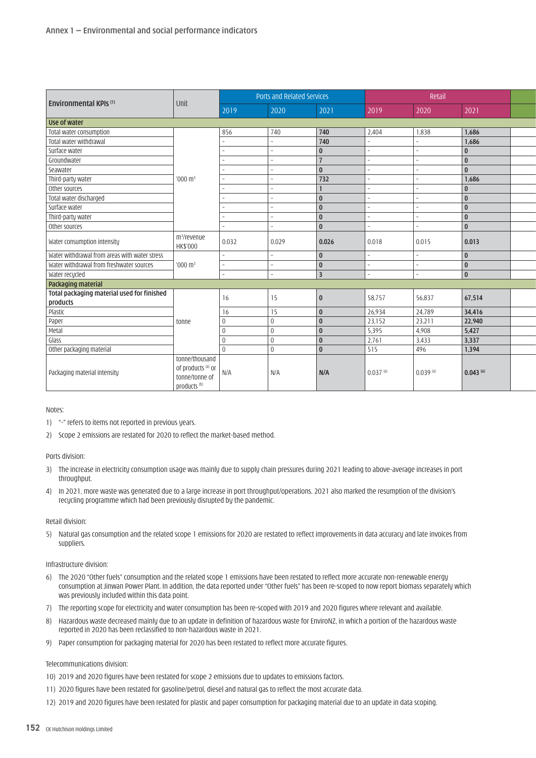## Annex 1 — Environmental and social performance indicators

| Environmental KPIs [1] | Unit | Ports and Related Services | | | Retail | | |
|---|---|---|---|---|---|---|---|
| | | 2019 | 2020 | 2021 | 2019 | 2020 | 2021 |
| **Use of water** | | | | | | | |
| Total water consumption | '000 m$^3$ | 856 | 740 | **740** | 2,404 | 1,838 | **1,686** |
| Total water withdrawal | '000 m$^3$ | - | - | **740** | - | - | **1,686** |
| Surface water | '000 m$^3$ | - | - | **0** | - | - | **0** |
| Groundwater | '000 m$^3$ | - | - | **7** | - | - | **0** |
| Seawater | '000 m$^3$ | - | - | **0** | - | - | **0** |
| Third-party water | '000 m$^3$ | - | - | **732** | - | - | **1,686** |
| Other sources | '000 m$^3$ | - | - | **1** | - | - | **0** |
| Total water discharged | '000 m$^3$ | - | - | **0** | - | - | **0** |
| Surface water | '000 m$^3$ | - | - | **0** | - | - | **0** |
| Third-party water | '000 m$^3$ | - | - | **0** | - | - | **0** |
| Other sources | '000 m$^3$ | - | - | **0** | - | - | **0** |
| Water consumption intensity | m$^3$/revenue HK$'000 | 0.032 | 0.029 | **0.026** | 0.018 | 0.015 | **0.013** |
| Water withdrawal from areas with water stress | '000 m$^3$ | - | - | **0** | - | - | **0** |
| Water withdrawal from freshwater sources | '000 m$^3$ | - | - | **0** | - | - | **0** |
| Water recycled | '000 m$^3$ | - | - | **3** | - | - | **0** |
| **Packaging material** | | | | | | | |
| **Total packaging material used for finished products** | tonne | 16 | 15 | **0** | 58,757 | 56,837 | **67,514** |
| Plastic | tonne | 16 | 15 | **0** | 26,934 | 24,789 | **34,416** |
| Paper | tonne | 0 | 0 | **0** | 23,152 | 23,211 | **22,940** |
| Metal | tonne | 0 | 0 | **0** | 5,395 | 4,908 | **5,427** |
| Glass | tonne | 0 | 0 | **0** | 2,761 | 3,433 | **3,337** |
| Other packaging material | tonne | 0 | 0 | **0** | 515 | 496 | **1,394** |
| Packaging material intensity | tonne/thousand of products [a] or tonne/tonne of products [b] | N/A | N/A | **N/A** | 0.037 [a] | 0.039 [a] | **0.043 [a]** |

Notes:

1) "-" refers to items not reported in previous years.
2) Scope 2 emissions are restated for 2020 to reflect the market-based method.

Ports division:

3) The increase in electricity consumption usage was mainly due to supply chain pressures during 2021 leading to above-average increases in port throughput.
4) In 2021, more waste was generated due to a large increase in port throughput/operations. 2021 also marked the resumption of the division's recycling programme which had been previously disrupted by the pandemic.

Retail division:

5) Natural gas consumption and the related scope 1 emissions for 2020 are restated to reflect improvements in data accuracy and late invoices from suppliers.

Infrastructure division:

6) The 2020 "Other fuels" consumption and the related scope 1 emissions have been restated to reflect more accurate non-renewable energy consumption at Jinwan Power Plant. In addition, the data reported under "Other fuels" has been re-scoped to now report biomass separately which was previously included within this data point.
7) The reporting scope for electricity and water consumption has been re-scoped with 2019 and 2020 figures where relevant and available.
8) Hazardous waste decreased mainly due to an update in definition of hazardous waste for EnviroNZ, in which a portion of the hazardous waste reported in 2020 has been reclassified to non-hazardous waste in 2021.
9) Paper consumption for packaging material for 2020 has been restated to reflect more accurate figures.

Telecommunications division:

10) 2019 and 2020 figures have been restated for scope 2 emissions due to updates to emissions factors.
11) 2020 figures have been restated for gasoline/petrol, diesel and natural gas to reflect the most accurate data.
12) 2019 and 2020 figures have been restated for plastic and paper consumption for packaging material due to an update in data scoping.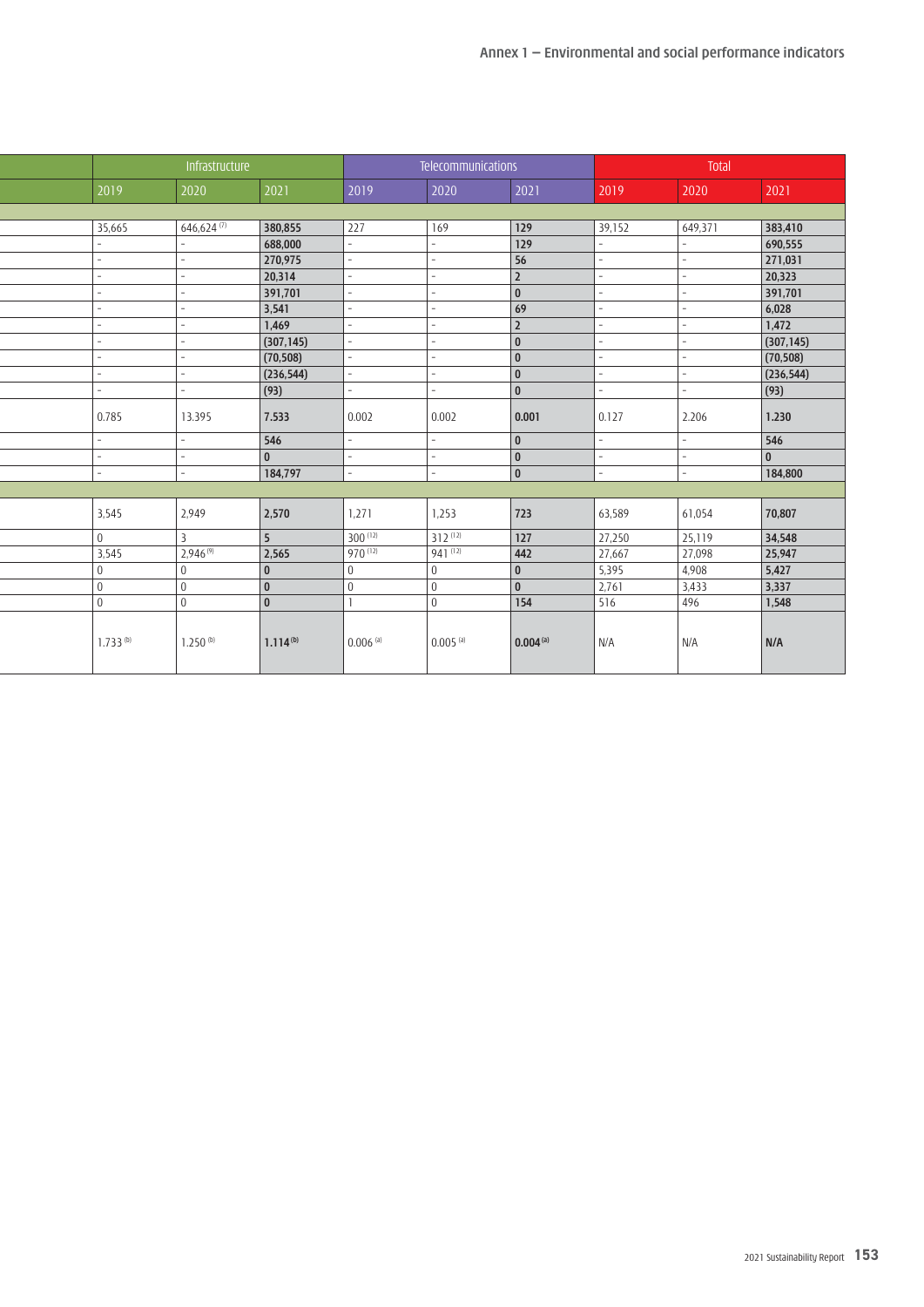| Infrastructure | | | Telecommunications | | | Total | | |
|---|---|---|---|---|---|---|---|---|
| 2019 | 2020 | 2021 | 2019 | 2020 | 2021 | 2019 | 2020 | 2021 |
| | | | | | | | | |
| 35,665 | 646,624 [7] | **380,855** | 227 | 169 | **129** | 39,152 | 649,371 | **383,410** |
| - | - | **688,000** | - | - | **129** | - | - | **690,555** |
| - | - | **270,975** | - | - | **56** | - | - | **271,031** |
| - | - | **20,314** | - | - | **2** | - | - | **20,323** |
| - | - | **391,701** | - | - | **0** | - | - | **391,701** |
| - | - | **3,541** | - | - | **69** | - | - | **6,028** |
| - | - | **1,469** | - | - | **2** | - | - | **1,472** |
| - | - | **(307,145)** | - | - | **0** | - | - | **(307,145)** |
| - | - | **(70,508)** | - | - | **0** | - | - | **(70,508)** |
| - | - | **(236,544)** | - | - | **0** | - | - | **(236,544)** |
| - | - | **(93)** | - | - | **0** | - | - | **(93)** |
| 0.785 | 13.395 | **7.533** | 0.002 | 0.002 | **0.001** | 0.127 | 2.206 | **1.230** |
| - | - | **546** | - | - | **0** | - | - | **546** |
| - | - | **0** | - | - | **0** | - | - | **0** |
| - | - | **184,797** | - | - | **0** | - | - | **184,800** |
| | | | | | | | | |
| 3,545 | 2,949 | **2,570** | 1,271 | 1,253 | **723** | 63,589 | 61,054 | **70,807** |
| 0 | 3 | **5** | 300 [12] | 312 [12] | **127** | 27,250 | 25,119 | **34,548** |
| 3,545 | 2,946 [9] | **2,565** | 970 [12] | 941 [12] | **442** | 27,667 | 27,098 | **25,947** |
| 0 | 0 | **0** | 0 | 0 | **0** | 5,395 | 4,908 | **5,427** |
| 0 | 0 | **0** | 0 | 0 | **0** | 2,761 | 3,433 | **3,337** |
| 0 | 0 | **0** | 1 | 0 | **154** | 516 | 496 | **1,548** |
| 1.733 [b] | 1.250 [b] | **1.114 [b]** | 0.006 [a] | 0.005 [a] | **0.004 [a]** | N/A | N/A | **N/A** |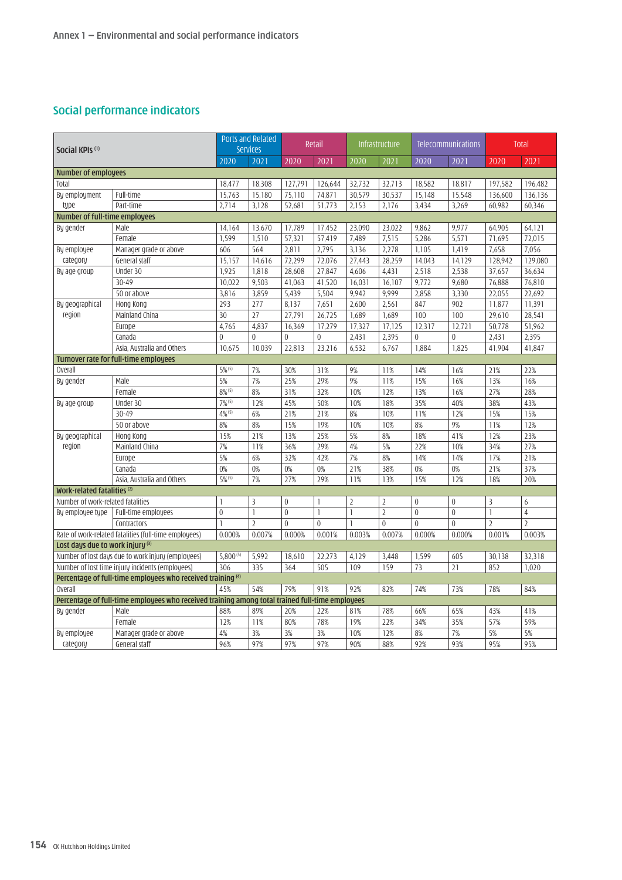Annex 1 — Environmental and social performance indicators

## Social performance indicators

| Social KPIs [1] | | Ports and Related Services | | Retail | | Infrastructure | | Telecommunications | | Total | |
|---|---|---|---|---|---|---|---|---|---|---|---|
| | | 2020 | 2021 | 2020 | 2021 | 2020 | 2021 | 2020 | 2021 | 2020 | 2021 |
| **Number of employees** | | | | | | | | | | | |
| Total | | 18,477 | 18,308 | 127,791 | 126,644 | 32,732 | 32,713 | 18,582 | 18,817 | 197,582 | 196,482 |
| By employment type | Full-time | 15,763 | 15,180 | 75,110 | 74,871 | 30,579 | 30,537 | 15,148 | 15,548 | 136,600 | 136,136 |
| | Part-time | 2,714 | 3,128 | 52,681 | 51,773 | 2,153 | 2,176 | 3,434 | 3,269 | 60,982 | 60,346 |
| **Number of full-time employees** | | | | | | | | | | | |
| By gender | Male | 14,164 | 13,670 | 17,789 | 17,452 | 23,090 | 23,022 | 9,862 | 9,977 | 64,905 | 64,121 |
| | Female | 1,599 | 1,510 | 57,321 | 57,419 | 7,489 | 7,515 | 5,286 | 5,571 | 71,695 | 72,015 |
| By employee category | Manager grade or above | 606 | 564 | 2,811 | 2,795 | 3,136 | 2,278 | 1,105 | 1,419 | 7,658 | 7,056 |
| | General staff | 15,157 | 14,616 | 72,299 | 72,076 | 27,443 | 28,259 | 14,043 | 14,129 | 128,942 | 129,080 |
| By age group | Under 30 | 1,925 | 1,818 | 28,608 | 27,847 | 4,606 | 4,431 | 2,518 | 2,538 | 37,657 | 36,634 |
| | 30-49 | 10,022 | 9,503 | 41,063 | 41,520 | 16,031 | 16,107 | 9,772 | 9,680 | 76,888 | 76,810 |
| | 50 or above | 3,816 | 3,859 | 5,439 | 5,504 | 9,942 | 9,999 | 2,858 | 3,330 | 22,055 | 22,692 |
| By geographical region | Hong Kong | 293 | 277 | 8,137 | 7,651 | 2,600 | 2,561 | 847 | 902 | 11,877 | 11,391 |
| | Mainland China | 30 | 27 | 27,791 | 26,725 | 1,689 | 1,689 | 100 | 100 | 29,610 | 28,541 |
| | Europe | 4,765 | 4,837 | 16,369 | 17,279 | 17,327 | 17,125 | 12,317 | 12,721 | 50,778 | 51,962 |
| | Canada | 0 | 0 | 0 | 0 | 2,431 | 2,395 | 0 | 0 | 2,431 | 2,395 |
| | Asia, Australia and Others | 10,675 | 10,039 | 22,813 | 23,216 | 6,532 | 6,767 | 1,884 | 1,825 | 41,904 | 41,847 |
| **Turnover rate for full-time employees** | | | | | | | | | | | |
| Overall | | 5% [5] | 7% | 30% | 31% | 9% | 11% | 14% | 16% | 21% | 22% |
| By gender | Male | 5% | 7% | 25% | 29% | 9% | 11% | 15% | 16% | 13% | 16% |
| | Female | 8% [5] | 8% | 31% | 32% | 10% | 12% | 13% | 16% | 27% | 28% |
| By age group | Under 30 | 7% [5] | 12% | 45% | 50% | 10% | 18% | 35% | 40% | 38% | 43% |
| | 30-49 | 4% [5] | 6% | 21% | 21% | 8% | 10% | 11% | 12% | 15% | 15% |
| | 50 or above | 8% | 8% | 15% | 19% | 10% | 10% | 8% | 9% | 11% | 12% |
| By geographical region | Hong Kong | 15% | 21% | 13% | 25% | 5% | 8% | 18% | 41% | 12% | 23% |
| | Mainland China | 7% | 11% | 36% | 29% | 4% | 5% | 22% | 10% | 34% | 27% |
| | Europe | 5% | 6% | 32% | 42% | 7% | 8% | 14% | 14% | 17% | 21% |
| | Canada | 0% | 0% | 0% | 0% | 21% | 38% | 0% | 0% | 21% | 37% |
| | Asia, Australia and Others | 5% [5] | 7% | 27% | 29% | 11% | 13% | 15% | 12% | 18% | 20% |
| **Work-related fatalities [2]** | | | | | | | | | | | |
| Number of work-related fatalities | | 1 | 3 | 0 | 1 | 2 | 2 | 0 | 0 | 3 | 6 |
| By employee type | Full-time employees | 0 | 1 | 0 | 1 | 1 | 2 | 0 | 0 | 1 | 4 |
| | Contractors | 1 | 2 | 0 | 0 | 1 | 0 | 0 | 0 | 2 | 2 |
| Rate of work-related fatalities (full-time employees) | | 0.000% | 0.007% | 0.000% | 0.001% | 0.003% | 0.007% | 0.000% | 0.000% | 0.001% | 0.003% |
| **Lost days due to work injury [3]** | | | | | | | | | | | |
| Number of lost days due to work injury (employees) | | 5,800 [5] | 5,992 | 18,610 | 22,273 | 4,129 | 3,448 | 1,599 | 605 | 30,138 | 32,318 |
| Number of lost time injury incidents (employees) | | 306 | 335 | 364 | 505 | 109 | 159 | 73 | 21 | 852 | 1,020 |
| **Percentage of full-time employees who received training [4]** | | | | | | | | | | | |
| Overall | | 45% | 54% | 79% | 91% | 92% | 82% | 74% | 73% | 78% | 84% |
| **Percentage of full-time employees who received training among total trained full-time employees** | | | | | | | | | | | |
| By gender | Male | 88% | 89% | 20% | 22% | 81% | 78% | 66% | 65% | 43% | 41% |
| | Female | 12% | 11% | 80% | 78% | 19% | 22% | 34% | 35% | 57% | 59% |
| By employee category | Manager grade or above | 4% | 3% | 3% | 3% | 10% | 12% | 8% | 7% | 5% | 5% |
| | General staff | 96% | 97% | 97% | 97% | 90% | 88% | 92% | 93% | 95% | 95% |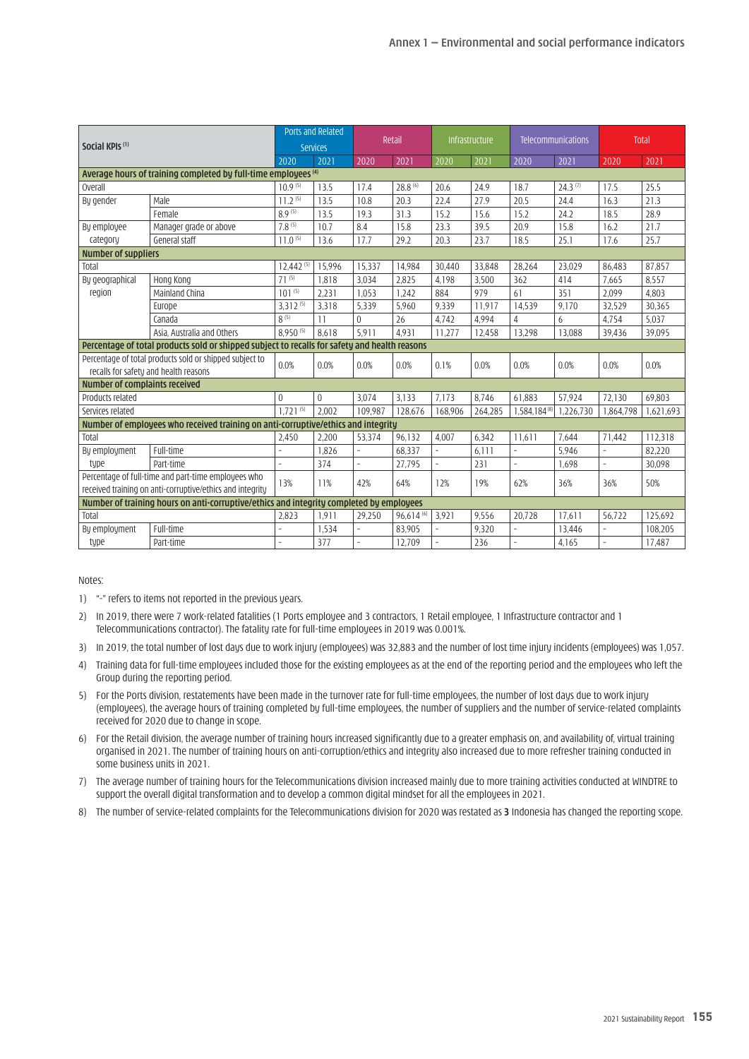| Social KPIs [1] | | Ports and Related Services | | Retail | | Infrastructure | | Telecommunications | | Total | |
|---|---|---|---|---|---|---|---|---|---|---|---|
| | | 2020 | 2021 | 2020 | 2021 | 2020 | 2021 | 2020 | 2021 | 2020 | 2021 |
| **Average hours of training completed by full-time employees [4]** | | | | | | | | | | | |
| Overall | | 10.9 [5] | 13.5 | 17.4 | 28.8 [6] | 20.6 | 24.9 | 18.7 | 24.3 [7] | 17.5 | 25.5 |
| By gender | Male | 11.2 [5] | 13.5 | 10.8 | 20.3 | 22.4 | 27.9 | 20.5 | 24.4 | 16.3 | 21.3 |
| | Female | 8.9 [5] | 13.5 | 19.3 | 31.3 | 15.2 | 15.6 | 15.2 | 24.2 | 18.5 | 28.9 |
| By employee category | Manager grade or above | 7.8 [5] | 10.7 | 8.4 | 15.8 | 23.3 | 39.5 | 20.9 | 15.8 | 16.2 | 21.7 |
| | General staff | 11.0 [5] | 13.6 | 17.7 | 29.2 | 20.3 | 23.7 | 18.5 | 25.1 | 17.6 | 25.7 |
| **Number of suppliers** | | | | | | | | | | | |
| Total | | 12,442 [5] | 15,996 | 15,337 | 14,984 | 30,440 | 33,848 | 28,264 | 23,029 | 86,483 | 87,857 |
| By geographical region | Hong Kong | 71 [5] | 1,818 | 3,034 | 2,825 | 4,198 | 3,500 | 362 | 414 | 7,665 | 8,557 |
| | Mainland China | 101 [5] | 2,231 | 1,053 | 1,242 | 884 | 979 | 61 | 351 | 2,099 | 4,803 |
| | Europe | 3,312 [5] | 3,318 | 5,339 | 5,960 | 9,339 | 11,917 | 14,539 | 9,170 | 32,529 | 30,365 |
| | Canada | 8 [5] | 11 | 0 | 26 | 4,742 | 4,994 | 4 | 6 | 4,754 | 5,037 |
| | Asia, Australia and Others | 8,950 [5] | 8,618 | 5,911 | 4,931 | 11,277 | 12,458 | 13,298 | 13,088 | 39,436 | 39,095 |
| **Percentage of total products sold or shipped subject to recalls for safety and health reasons** | | | | | | | | | | | |
| Percentage of total products sold or shipped subject to recalls for safety and health reasons | | 0.0% | 0.0% | 0.0% | 0.0% | 0.1% | 0.0% | 0.0% | 0.0% | 0.0% | 0.0% |
| **Number of complaints received** | | | | | | | | | | | |
| Products related | | 0 | 0 | 3,074 | 3,133 | 7,173 | 8,746 | 61,883 | 57,924 | 72,130 | 69,803 |
| Services related | | 1,721 [5] | 2,002 | 109,987 | 128,676 | 168,906 | 264,285 | 1,584,184 [8] | 1,226,730 | 1,864,798 | 1,621,693 |
| **Number of employees who received training on anti-corruptive/ethics and integrity** | | | | | | | | | | | |
| Total | | 2,450 | 2,200 | 53,374 | 96,132 | 4,007 | 6,342 | 11,611 | 7,644 | 71,442 | 112,318 |
| By employment type | Full-time | - | 1,826 | - | 68,337 | - | 6,111 | - | 5,946 | - | 82,220 |
| | Part-time | - | 374 | - | 27,795 | - | 231 | - | 1,698 | - | 30,098 |
| Percentage of full-time and part-time employees who received training on anti-corruptive/ethics and integrity | | 13% | 11% | 42% | 64% | 12% | 19% | 62% | 36% | 36% | 50% |
| **Number of training hours on anti-corruptive/ethics and integrity completed by employees** | | | | | | | | | | | |
| Total | | 2,823 | 1,911 | 29,250 | 96,614 [6] | 3,921 | 9,556 | 20,728 | 17,611 | 56,722 | 125,692 |
| By employment type | Full-time | - | 1,534 | - | 83,905 | - | 9,320 | - | 13,446 | - | 108,205 |
| | Part-time | - | 377 | - | 12,709 | - | 236 | - | 4,165 | - | 17,487 |

Notes:

1) "-" refers to items not reported in the previous years.
2) In 2019, there were 7 work-related fatalities (1 Ports employee and 3 contractors, 1 Retail employee, 1 Infrastructure contractor and 1 Telecommunications contractor). The fatality rate for full-time employees in 2019 was 0.001%.
3) In 2019, the total number of lost days due to work injury (employees) was 32,883 and the number of lost time injury incidents (employees) was 1,057.
4) Training data for full-time employees included those for the existing employees as at the end of the reporting period and the employees who left the Group during the reporting period.
5) For the Ports division, restatements have been made in the turnover rate for full-time employees, the number of lost days due to work injury (employees), the average hours of training completed by full-time employees, the number of suppliers and the number of service-related complaints received for 2020 due to change in scope.
6) For the Retail division, the average number of training hours increased significantly due to a greater emphasis on, and availability of, virtual training organised in 2021. The number of training hours on anti-corruption/ethics and integrity also increased due to more refresher training conducted in some business units in 2021.
7) The average number of training hours for the Telecommunications division increased mainly due to more training activities conducted at WINDTRE to support the overall digital transformation and to develop a common digital mindset for all the employees in 2021.
8) The number of service-related complaints for the Telecommunications division for 2020 was restated as **3** Indonesia has changed the reporting scope.